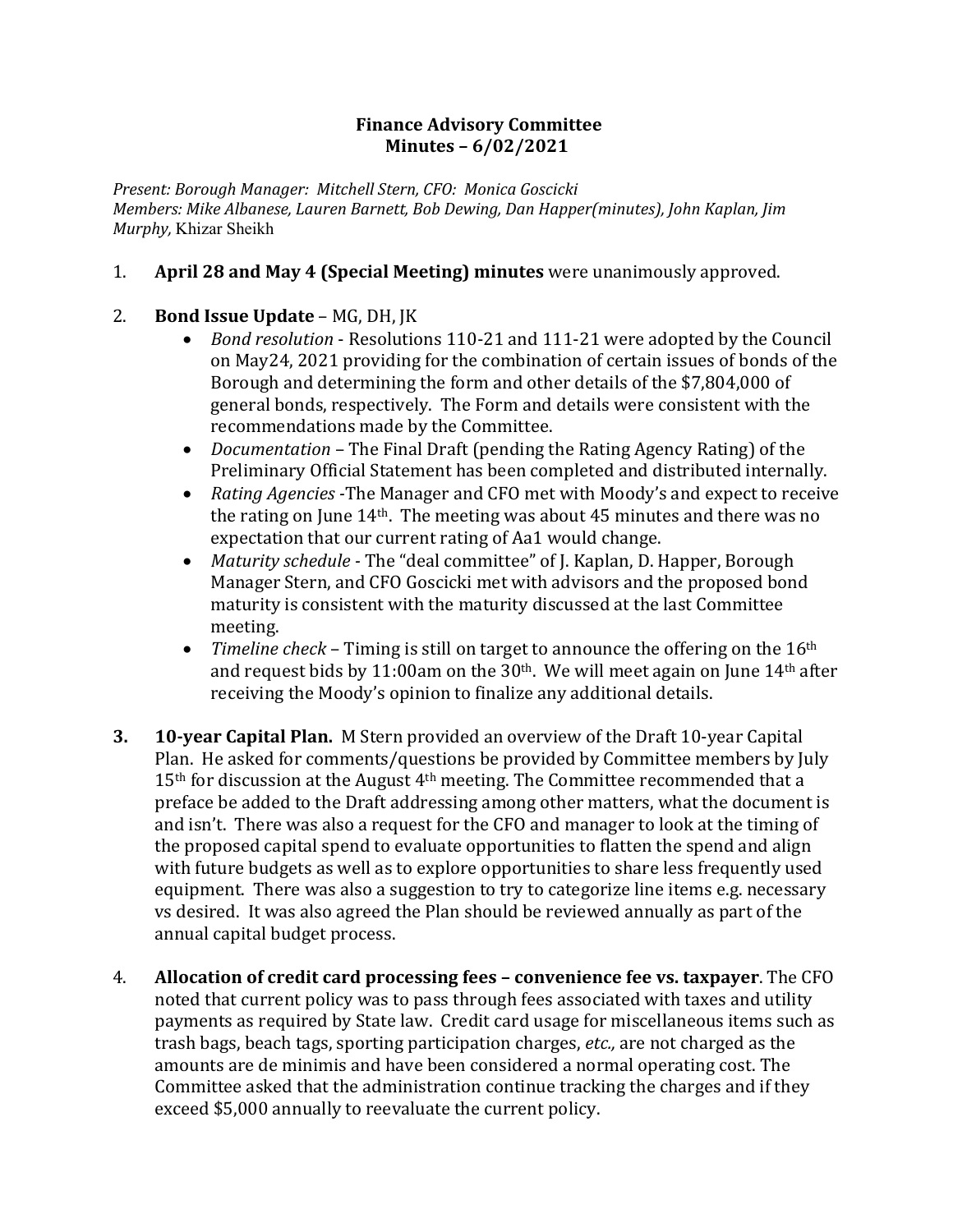# Finance Advisory Committee
## Minutes – 6/02/2021

*Present: Borough Manager: Mitchell Stern, CFO: Monica Goscicki*
*Members: Mike Albanese, Lauren Barnett, Bob Dewing, Dan Happer(minutes), John Kaplan, Jim Murphy,* Khizar Sheikh

1. **April 28 and May 4 (Special Meeting) minutes** were unanimously approved.

2. **Bond Issue Update** – MG, DH, JK
   - *Bond resolution* - Resolutions 110-21 and 111-21 were adopted by the Council on May24, 2021 providing for the combination of certain issues of bonds of the Borough and determining the form and other details of the $7,804,000 of general bonds, respectively. The Form and details were consistent with the recommendations made by the Committee.
   - *Documentation* – The Final Draft (pending the Rating Agency Rating) of the Preliminary Official Statement has been completed and distributed internally.
   - *Rating Agencies* -The Manager and CFO met with Moody's and expect to receive the rating on June 14th. The meeting was about 45 minutes and there was no expectation that our current rating of Aa1 would change.
   - *Maturity schedule* - The "deal committee" of J. Kaplan, D. Happer, Borough Manager Stern, and CFO Goscicki met with advisors and the proposed bond maturity is consistent with the maturity discussed at the last Committee meeting.
   - *Timeline check* – Timing is still on target to announce the offering on the 16th and request bids by 11:00am on the 30th. We will meet again on June 14th after receiving the Moody's opinion to finalize any additional details.

3. **10-year Capital Plan.** M Stern provided an overview of the Draft 10-year Capital Plan. He asked for comments/questions be provided by Committee members by July 15th for discussion at the August 4th meeting. The Committee recommended that a preface be added to the Draft addressing among other matters, what the document is and isn't. There was also a request for the CFO and manager to look at the timing of the proposed capital spend to evaluate opportunities to flatten the spend and align with future budgets as well as to explore opportunities to share less frequently used equipment. There was also a suggestion to try to categorize line items e.g. necessary vs desired. It was also agreed the Plan should be reviewed annually as part of the annual capital budget process.

4. **Allocation of credit card processing fees – convenience fee vs. taxpayer**. The CFO noted that current policy was to pass through fees associated with taxes and utility payments as required by State law. Credit card usage for miscellaneous items such as trash bags, beach tags, sporting participation charges, *etc.,* are not charged as the amounts are de minimis and have been considered a normal operating cost. The Committee asked that the administration continue tracking the charges and if they exceed $5,000 annually to reevaluate the current policy.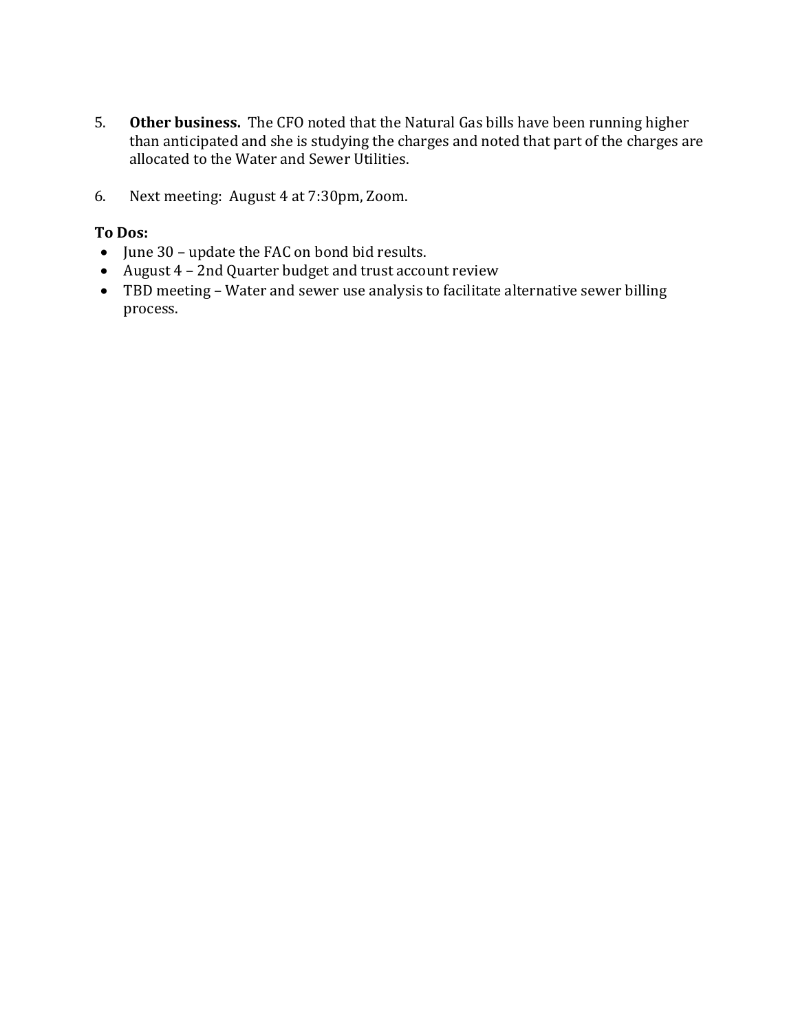5. **Other business.** The CFO noted that the Natural Gas bills have been running higher than anticipated and she is studying the charges and noted that part of the charges are allocated to the Water and Sewer Utilities.

6. Next meeting: August 4 at 7:30pm, Zoom.

**To Dos:**

- June 30 – update the FAC on bond bid results.
- August 4 – 2nd Quarter budget and trust account review
- TBD meeting – Water and sewer use analysis to facilitate alternative sewer billing process.